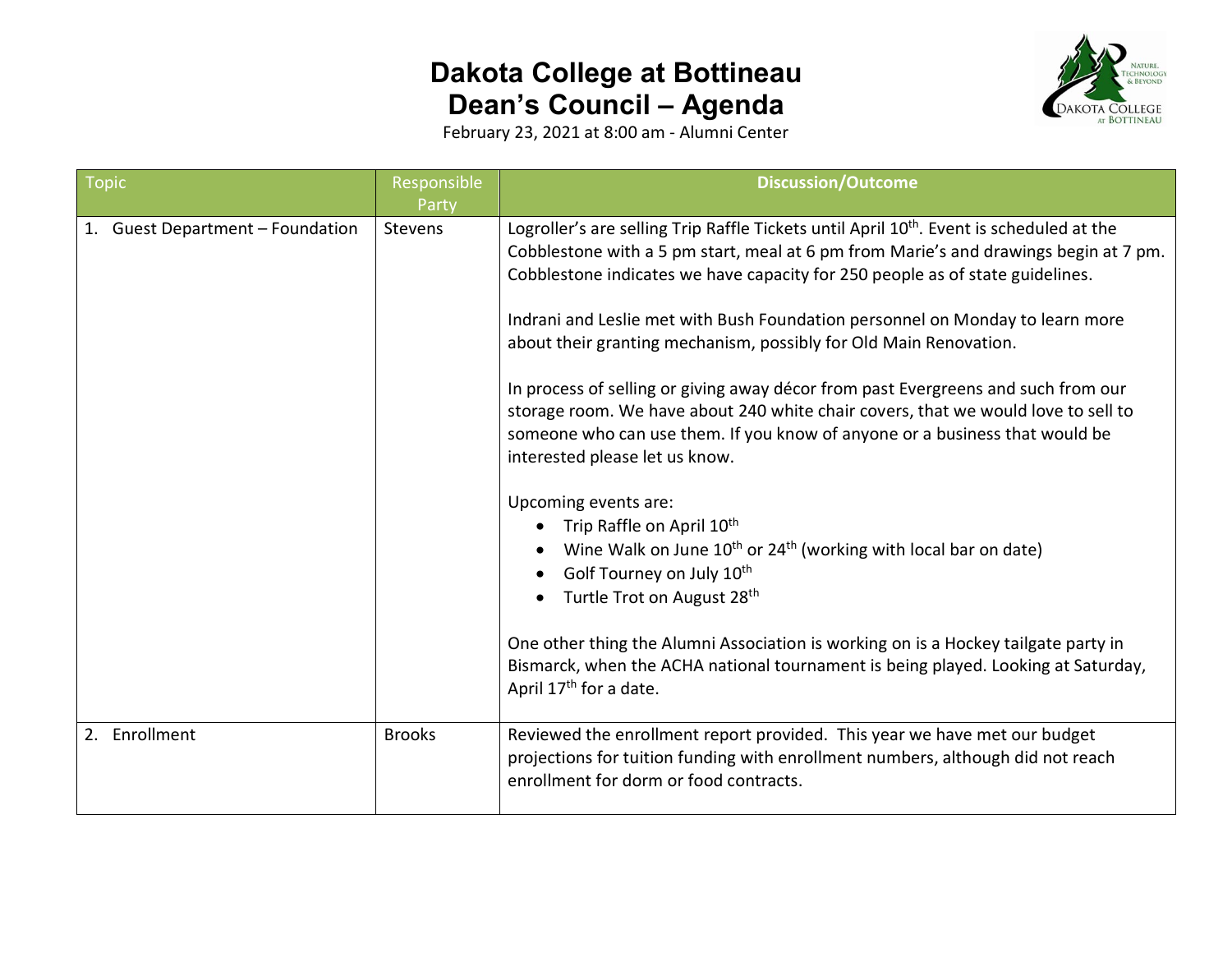# Dakota College at Bottineau
# Dean's Council – Agenda

February 23, 2021 at 8:00 am - Alumni Center

| Topic | Responsible Party | Discussion/Outcome |
|---|---|---|
| 1. Guest Department – Foundation | Stevens | Logroller's are selling Trip Raffle Tickets until April 10th. Event is scheduled at the Cobblestone with a 5 pm start, meal at 6 pm from Marie's and drawings begin at 7 pm. Cobblestone indicates we have capacity for 250 people as of state guidelines.<br><br>Indrani and Leslie met with Bush Foundation personnel on Monday to learn more about their granting mechanism, possibly for Old Main Renovation.<br><br>In process of selling or giving away décor from past Evergreens and such from our storage room. We have about 240 white chair covers, that we would love to sell to someone who can use them. If you know of anyone or a business that would be interested please let us know.<br><br>Upcoming events are:<br>• Trip Raffle on April 10th<br>• Wine Walk on June 10th or 24th (working with local bar on date)<br>• Golf Tourney on July 10th<br>• Turtle Trot on August 28th<br><br>One other thing the Alumni Association is working on is a Hockey tailgate party in Bismarck, when the ACHA national tournament is being played. Looking at Saturday, April 17th for a date. |
| 2. Enrollment | Brooks | Reviewed the enrollment report provided. This year we have met our budget projections for tuition funding with enrollment numbers, although did not reach enrollment for dorm or food contracts. |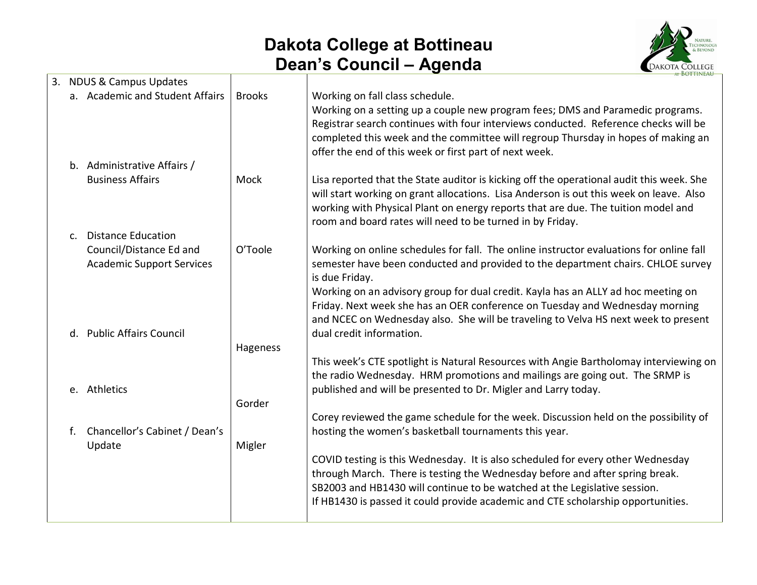# Dakota College at Bottineau
# Dean's Council – Agenda

| 3. NDUS & Campus Updates | | |
|---|---|---|
| a. Academic and Student Affairs | Brooks | Working on fall class schedule.<br>Working on a setting up a couple new program fees; DMS and Paramedic programs.<br>Registrar search continues with four interviews conducted. Reference checks will be completed this week and the committee will regroup Thursday in hopes of making an offer the end of this week or first part of next week. |
| b. Administrative Affairs / Business Affairs | Mock | Lisa reported that the State auditor is kicking off the operational audit this week. She will start working on grant allocations. Lisa Anderson is out this week on leave. Also working with Physical Plant on energy reports that are due. The tuition model and room and board rates will need to be turned in by Friday. |
| c. Distance Education Council/Distance Ed and Academic Support Services | O'Toole | Working on online schedules for fall. The online instructor evaluations for online fall semester have been conducted and provided to the department chairs. CHLOE survey is due Friday.<br>Working on an advisory group for dual credit. Kayla has an ALLY ad hoc meeting on Friday. Next week she has an OER conference on Tuesday and Wednesday morning and NCEC on Wednesday also. She will be traveling to Velva HS next week to present dual credit information. |
| d. Public Affairs Council | Hageness | This week's CTE spotlight is Natural Resources with Angie Bartholomay interviewing on the radio Wednesday. HRM promotions and mailings are going out. The SRMP is published and will be presented to Dr. Migler and Larry today. |
| e. Athletics | Gorder | Corey reviewed the game schedule for the week. Discussion held on the possibility of hosting the women's basketball tournaments this year. |
| f. Chancellor's Cabinet / Dean's Update | Migler | COVID testing is this Wednesday. It is also scheduled for every other Wednesday through March. There is testing the Wednesday before and after spring break.<br>SB2003 and HB1430 will continue to be watched at the Legislative session.<br>If HB1430 is passed it could provide academic and CTE scholarship opportunities. |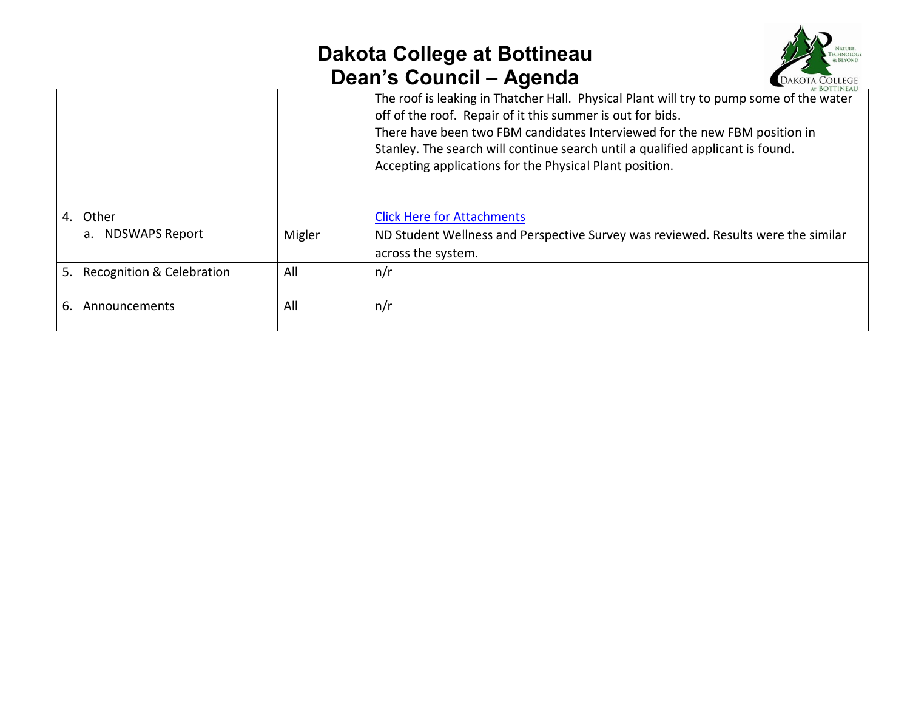# Dakota College at Bottineau
# Dean's Council – Agenda

| | | |
|---|---|---|
| | | The roof is leaking in Thatcher Hall. Physical Plant will try to pump some of the water off of the roof. Repair of it this summer is out for bids.<br>There have been two FBM candidates Interviewed for the new FBM position in Stanley. The search will continue search until a qualified applicant is found.<br>Accepting applications for the Physical Plant position. |
| 4. Other<br>a. NDSWAPS Report | Migler | Click Here for Attachments<br>ND Student Wellness and Perspective Survey was reviewed. Results were the similar across the system. |
| 5. Recognition & Celebration | All | n/r |
| 6. Announcements | All | n/r |